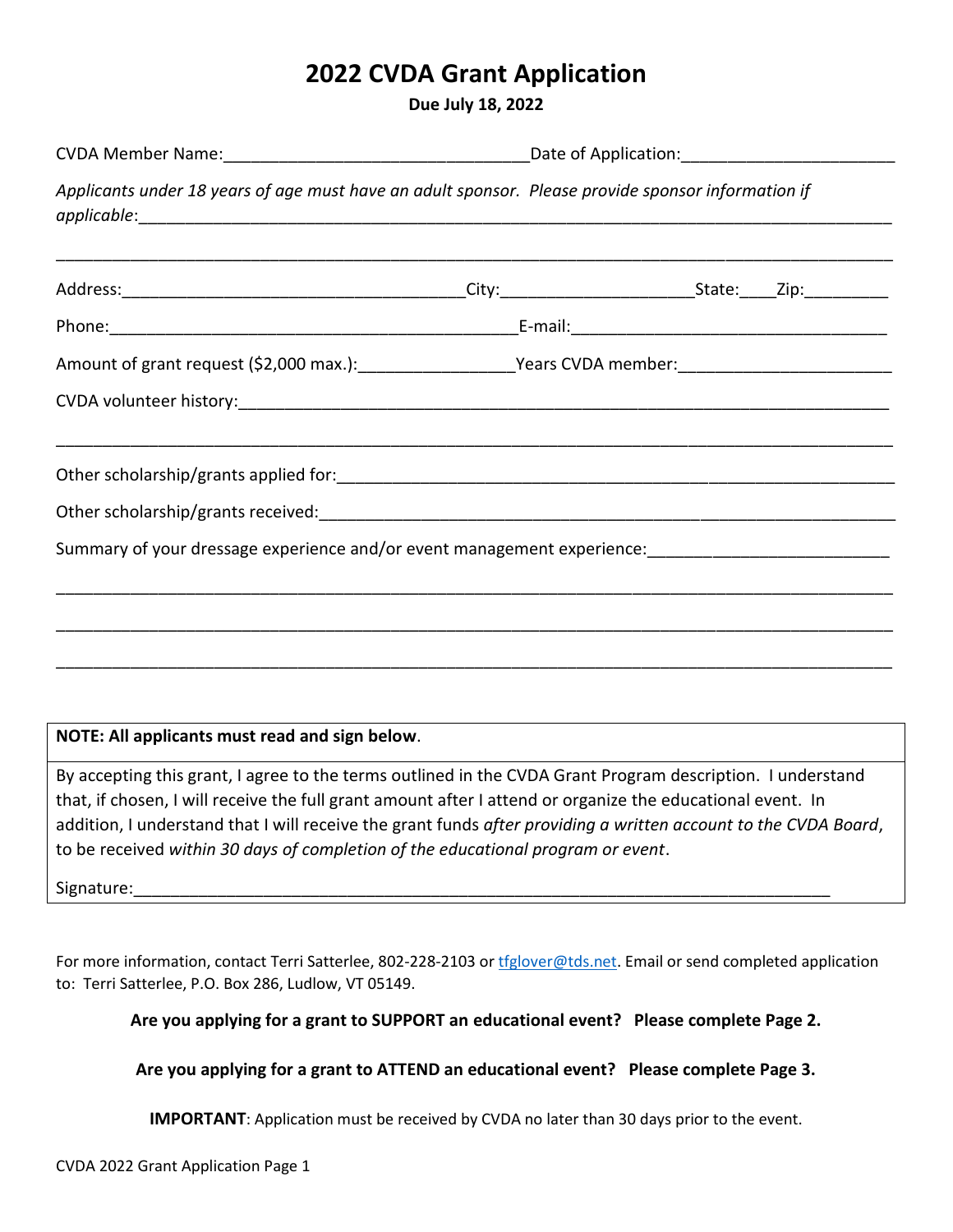# 2022 CVDA Grant Application

**Due July 18, 2022**

CVDA Member Name:________________________________Date of Application:______________________

*Applicants under 18 years of age must have an adult sponsor. Please provide sponsor information if applicable*:_____________________________________________________________________________

_____________________________________________________________________________________

Address:____________________________________City:____________________State:____Zip:_________

Phone:____________________________________________E-mail:_________________________________

Amount of grant request ($2,000 max.):________________Years CVDA member:______________________

CVDA volunteer history:_________________________________________________________________

_____________________________________________________________________________________

Other scholarship/grants applied for:______________________________________________________

Other scholarship/grants received:________________________________________________________

Summary of your dressage experience and/or event management experience:_________________________

_____________________________________________________________________________________

_____________________________________________________________________________________

_____________________________________________________________________________________

**NOTE: All applicants must read and sign below**.

By accepting this grant, I agree to the terms outlined in the CVDA Grant Program description. I understand that, if chosen, I will receive the full grant amount after I attend or organize the educational event. In addition, I understand that I will receive the grant funds *after providing a written account to the CVDA Board*, to be received *within 30 days of completion of the educational program or event*.

Signature:___________________________________________________________________________

For more information, contact Terri Satterlee, 802-228-2103 or tfglover@tds.net. Email or send completed application to: Terri Satterlee, P.O. Box 286, Ludlow, VT 05149.

**Are you applying for a grant to SUPPORT an educational event? Please complete Page 2.**

**Are you applying for a grant to ATTEND an educational event? Please complete Page 3.**

**IMPORTANT**: Application must be received by CVDA no later than 30 days prior to the event.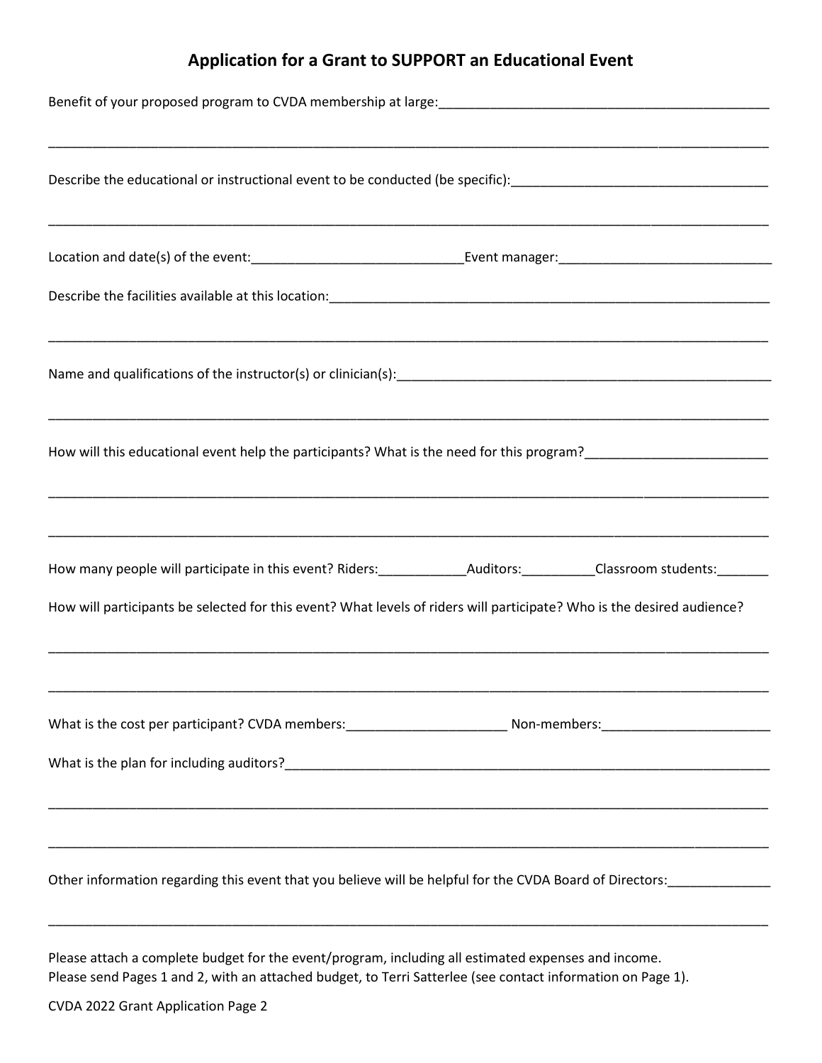## Application for a Grant to SUPPORT an Educational Event

Benefit of your proposed program to CVDA membership at large:_______________________________________________

_____________________________________________________________________________________________________

Describe the educational or instructional event to be conducted (be specific):___________________________________

_____________________________________________________________________________________________________

Location and date(s) of the event:_____________________________Event manager:_____________________________

Describe the facilities available at this location:_______________________________________________________________

_____________________________________________________________________________________________________

Name and qualifications of the instructor(s) or clinician(s):____________________________________________________

_____________________________________________________________________________________________________

How will this educational event help the participants? What is the need for this program?_________________________

_____________________________________________________________________________________________________

_____________________________________________________________________________________________________

How many people will participate in this event? Riders:____________Auditors:__________Classroom students:_______

How will participants be selected for this event? What levels of riders will participate? Who is the desired audience?

_____________________________________________________________________________________________________

_____________________________________________________________________________________________________

What is the cost per participant? CVDA members:______________________ Non-members:_______________________

What is the plan for including auditors?___________________________________________________________________

_____________________________________________________________________________________________________

_____________________________________________________________________________________________________

Other information regarding this event that you believe will be helpful for the CVDA Board of Directors:______________

_____________________________________________________________________________________________________

Please attach a complete budget for the event/program, including all estimated expenses and income.
Please send Pages 1 and 2, with an attached budget, to Terri Satterlee (see contact information on Page 1).

CVDA 2022 Grant Application Page 2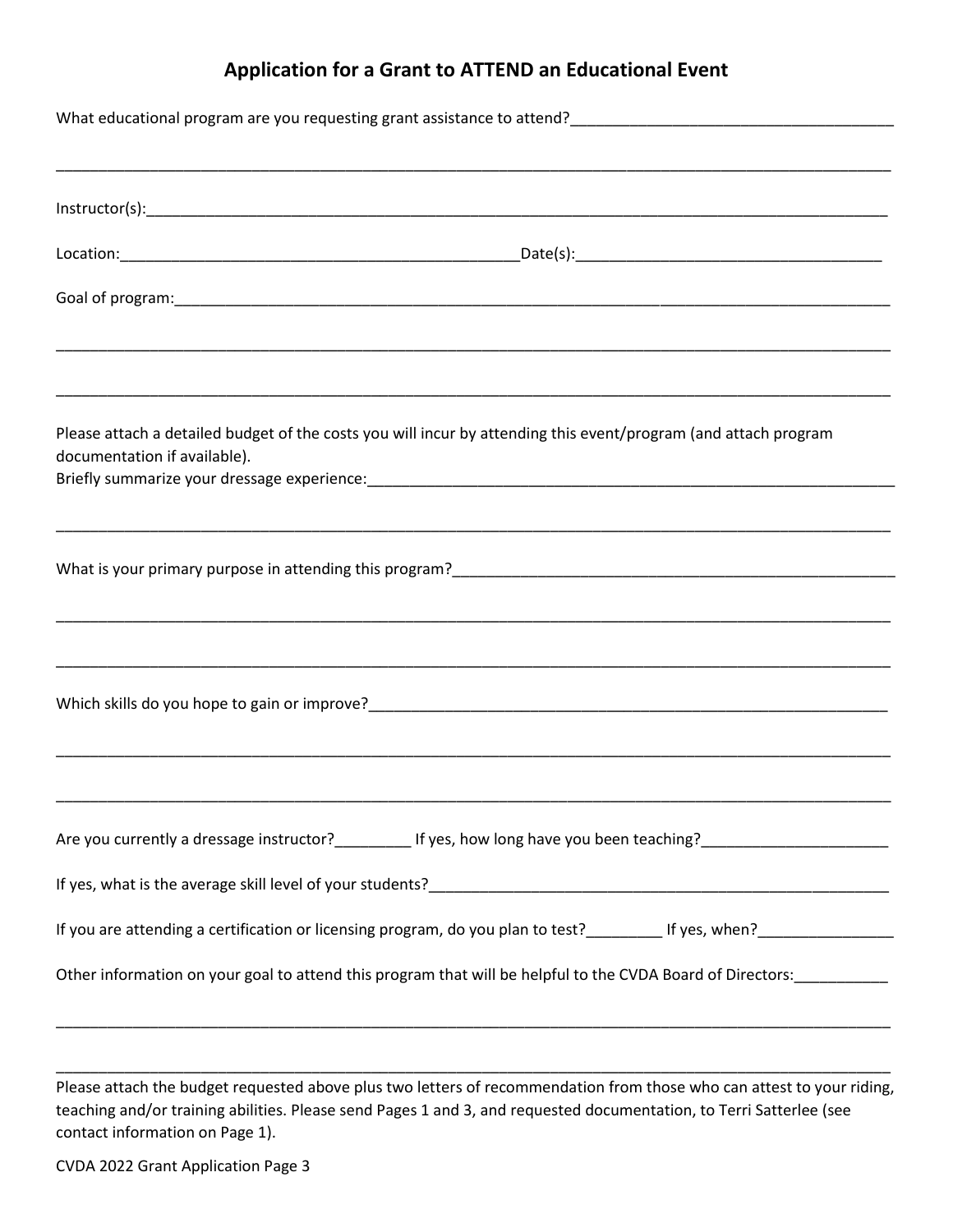## Application for a Grant to ATTEND an Educational Event

What educational program are you requesting grant assistance to attend?______________________________________

_____________________________________________________________________________________________

Instructor(s):_________________________________________________________________________________

Location:_______________________________________________Date(s):___________________________________

Goal of program:_______________________________________________________________________________

_____________________________________________________________________________________________

_____________________________________________________________________________________________

Please attach a detailed budget of the costs you will incur by attending this event/program (and attach program documentation if available).
Briefly summarize your dressage experience:_______________________________________________________________

_____________________________________________________________________________________________

What is your primary purpose in attending this program?____________________________________________________

_____________________________________________________________________________________________

_____________________________________________________________________________________________

Which skills do you hope to gain or improve?______________________________________________________________

_____________________________________________________________________________________________

_____________________________________________________________________________________________

Are you currently a dressage instructor?_________ If yes, how long have you been teaching?______________________

If yes, what is the average skill level of your students?_______________________________________________________

If you are attending a certification or licensing program, do you plan to test?_________ If yes, when?________________

Other information on your goal to attend this program that will be helpful to the CVDA Board of Directors:___________

_____________________________________________________________________________________________

_____________________________________________________________________________________________

Please attach the budget requested above plus two letters of recommendation from those who can attest to your riding, teaching and/or training abilities. Please send Pages 1 and 3, and requested documentation, to Terri Satterlee (see contact information on Page 1).

CVDA 2022 Grant Application Page 3